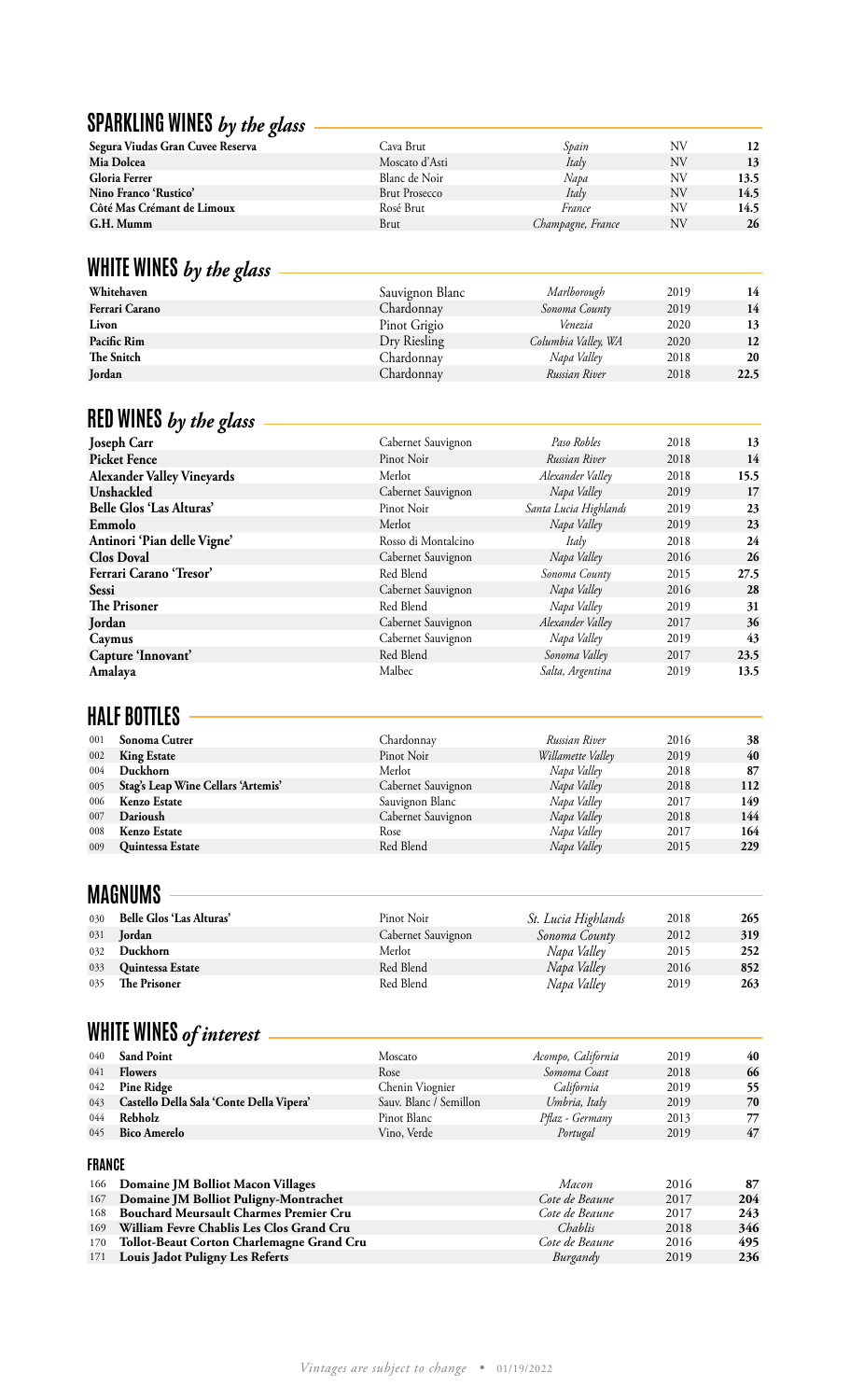## SPARKLING WINES *by the glass*

| | | | | |
|---|---|---|---|---|
| **Segura Viudas Gran Cuvee Reserva** | Cava Brut | *Spain* | NV | **12** |
| **Mia Dolcea** | Moscato d'Asti | *Italy* | NV | **13** |
| **Gloria Ferrer** | Blanc de Noir | *Napa* | NV | **13.5** |
| **Nino Franco 'Rustico'** | Brut Prosecco | *Italy* | NV | **14.5** |
| **Côté Mas Crémant de Limoux** | Rosé Brut | *France* | NV | **14.5** |
| **G.H. Mumm** | Brut | *Champagne, France* | NV | **26** |

## WHITE WINES *by the glass*

| | | | | |
|---|---|---|---|---|
| **Whitehaven** | Sauvignon Blanc | *Marlborough* | 2019 | **14** |
| **Ferrari Carano** | Chardonnay | *Sonoma County* | 2019 | **14** |
| **Livon** | Pinot Grigio | *Venezia* | 2020 | **13** |
| **Pacific Rim** | Dry Riesling | *Columbia Valley, WA* | 2020 | **12** |
| **The Snitch** | Chardonnay | *Napa Valley* | 2018 | **20** |
| **Jordan** | Chardonnay | *Russian River* | 2018 | **22.5** |

## RED WINES *by the glass*

| | | | | |
|---|---|---|---|---|
| **Joseph Carr** | Cabernet Sauvignon | *Paso Robles* | 2018 | **13** |
| **Picket Fence** | Pinot Noir | *Russian River* | 2018 | **14** |
| **Alexander Valley Vineyards** | Merlot | *Alexander Valley* | 2018 | **15.5** |
| **Unshackled** | Cabernet Sauvignon | *Napa Valley* | 2019 | **17** |
| **Belle Glos 'Las Alturas'** | Pinot Noir | *Santa Lucia Highlands* | 2019 | **23** |
| **Emmolo** | Merlot | *Napa Valley* | 2019 | **23** |
| **Antinori 'Pian delle Vigne'** | Rosso di Montalcino | *Italy* | 2018 | **24** |
| **Clos Doval** | Cabernet Sauvignon | *Napa Valley* | 2016 | **26** |
| **Ferrari Carano 'Tresor'** | Red Blend | *Sonoma County* | 2015 | **27.5** |
| **Sessi** | Cabernet Sauvignon | *Napa Valley* | 2016 | **28** |
| **The Prisoner** | Red Blend | *Napa Valley* | 2019 | **31** |
| **Jordan** | Cabernet Sauvignon | *Alexander Valley* | 2017 | **36** |
| **Caymus** | Cabernet Sauvignon | *Napa Valley* | 2019 | **43** |
| **Capture 'Innovant'** | Red Blend | *Sonoma Valley* | 2017 | **23.5** |
| **Amalaya** | Malbec | *Salta, Argentina* | 2019 | **13.5** |

## HALF BOTTLES

| | | | | | |
|---|---|---|---|---|---|
| 001 | **Sonoma Cutrer** | Chardonnay | *Russian River* | 2016 | **38** |
| 002 | **King Estate** | Pinot Noir | *Willamette Valley* | 2019 | **40** |
| 004 | **Duckhorn** | Merlot | *Napa Valley* | 2018 | **87** |
| 005 | **Stag's Leap Wine Cellars 'Artemis'** | Cabernet Sauvignon | *Napa Valley* | 2018 | **112** |
| 006 | **Kenzo Estate** | Sauvignon Blanc | *Napa Valley* | 2017 | **149** |
| 007 | **Darioush** | Cabernet Sauvignon | *Napa Valley* | 2018 | **144** |
| 008 | **Kenzo Estate** | Rose | *Napa Valley* | 2017 | **164** |
| 009 | **Quintessa Estate** | Red Blend | *Napa Valley* | 2015 | **229** |

## MAGNUMS

| | | | | | |
|---|---|---|---|---|---|
| 030 | **Belle Glos 'Las Alturas'** | Pinot Noir | *St. Lucia Highlands* | 2018 | **265** |
| 031 | **Jordan** | Cabernet Sauvignon | *Sonoma County* | 2012 | **319** |
| 032 | **Duckhorn** | Merlot | *Napa Valley* | 2015 | **252** |
| 033 | **Quintessa Estate** | Red Blend | *Napa Valley* | 2016 | **852** |
| 035 | **The Prisoner** | Red Blend | *Napa Valley* | 2019 | **263** |

## WHITE WINES *of interest*

| | | | | | |
|---|---|---|---|---|---|
| 040 | **Sand Point** | Moscato | *Acompo, California* | 2019 | **40** |
| 041 | **Flowers** | Rose | *Somoma Coast* | 2018 | **66** |
| 042 | **Pine Ridge** | Chenin Viognier | *California* | 2019 | **55** |
| 043 | **Castello Della Sala 'Conte Della Vipera'** | Sauv. Blanc / Semillon | *Umbria, Italy* | 2019 | **70** |
| 044 | **Rebholz** | Pinot Blanc | *Pflaz - Germany* | 2013 | **77** |
| 045 | **Bico Amerelo** | Vino, Verde | *Portugal* | 2019 | **47** |

### FRANCE

| | | | | |
|---|---|---|---|---|
| 166 | **Domaine JM Bolliot Macon Villages** | *Macon* | 2016 | **87** |
| 167 | **Domaine JM Bolliot Puligny-Montrachet** | *Cote de Beaune* | 2017 | **204** |
| 168 | **Bouchard Meursault Charmes Premier Cru** | *Cote de Beaune* | 2017 | **243** |
| 169 | **William Fevre Chablis Les Clos Grand Cru** | *Chablis* | 2018 | **346** |
| 170 | **Tollot-Beaut Corton Charlemagne Grand Cru** | *Cote de Beaune* | 2016 | **495** |
| 171 | **Louis Jadot Puligny Les Referts** | *Burgandy* | 2019 | **236** |

*Vintages are subject to change* • 01/19/2022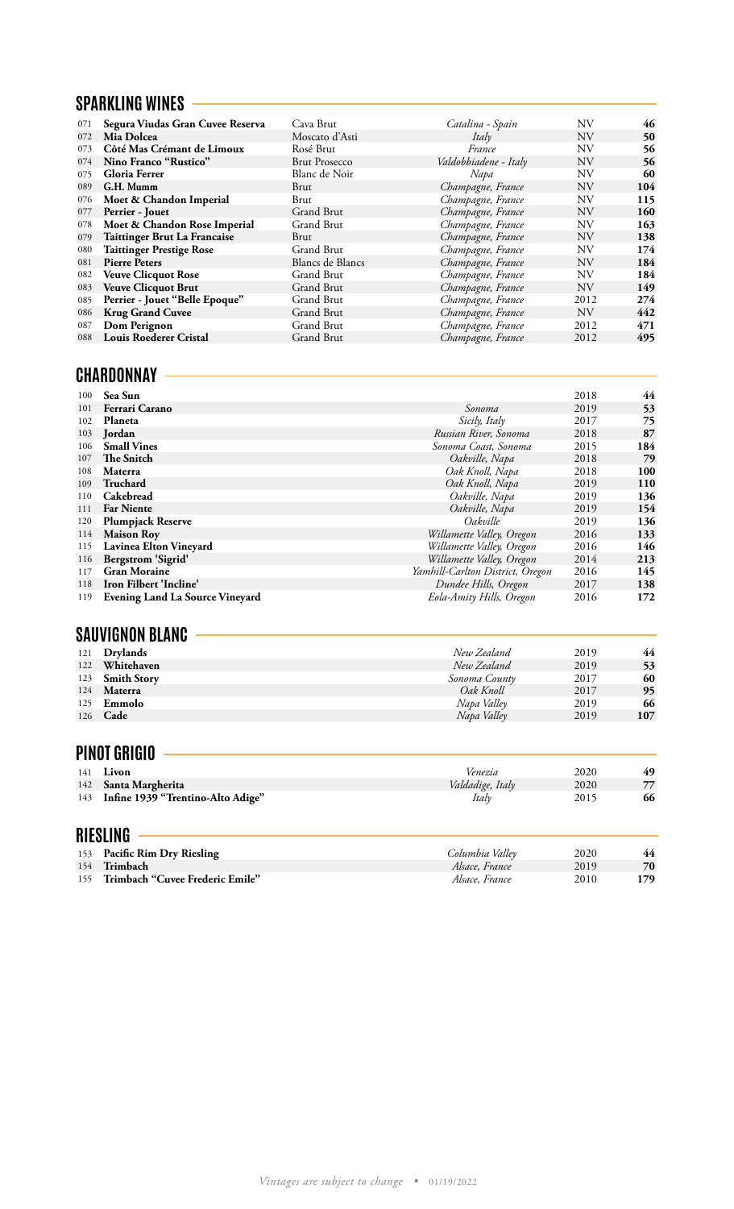## SPARKLING WINES

| | | | | | |
|---|---|---|---|---|---|
| 071 | **Segura Viudas Gran Cuvee Reserva** | Cava Brut | *Catalina - Spain* | NV | **46** |
| 072 | **Mia Dolcea** | Moscato d'Asti | *Italy* | NV | **50** |
| 073 | **Côté Mas Crémant de Limoux** | Rosé Brut | *France* | NV | **56** |
| 074 | **Nino Franco "Rustico"** | Brut Prosecco | *Valdobbiadene - Italy* | NV | **56** |
| 075 | **Gloria Ferrer** | Blanc de Noir | *Napa* | NV | **60** |
| 089 | **G.H. Mumm** | Brut | *Champagne, France* | NV | **104** |
| 076 | **Moet & Chandon Imperial** | Brut | *Champagne, France* | NV | **115** |
| 077 | **Perrier - Jouet** | Grand Brut | *Champagne, France* | NV | **160** |
| 078 | **Moet & Chandon Rose Imperial** | Grand Brut | *Champagne, France* | NV | **163** |
| 079 | **Taittinger Brut La Francaise** | Brut | *Champagne, France* | NV | **138** |
| 080 | **Taittinger Prestige Rose** | Grand Brut | *Champagne, France* | NV | **174** |
| 081 | **Pierre Peters** | Blancs de Blancs | *Champagne, France* | NV | **184** |
| 082 | **Veuve Clicquot Rose** | Grand Brut | *Champagne, France* | NV | **184** |
| 083 | **Veuve Clicquot Brut** | Grand Brut | *Champagne, France* | NV | **149** |
| 085 | **Perrier - Jouet "Belle Epoque"** | Grand Brut | *Champagne, France* | 2012 | **274** |
| 086 | **Krug Grand Cuvee** | Grand Brut | *Champagne, France* | NV | **442** |
| 087 | **Dom Perignon** | Grand Brut | *Champagne, France* | 2012 | **471** |
| 088 | **Louis Roederer Cristal** | Grand Brut | *Champagne, France* | 2012 | **495** |

## CHARDONNAY

| | | | | |
|---|---|---|---|---|
| 100 | **Sea Sun** | | 2018 | **44** |
| 101 | **Ferrari Carano** | *Sonoma* | 2019 | **53** |
| 102 | **Planeta** | *Sicily, Italy* | 2017 | **75** |
| 103 | **Jordan** | *Russian River, Sonoma* | 2018 | **87** |
| 106 | **Small Vines** | *Sonoma Coast, Sonoma* | 2015 | **184** |
| 107 | **The Snitch** | *Oakville, Napa* | 2018 | **79** |
| 108 | **Materra** | *Oak Knoll, Napa* | 2018 | **100** |
| 109 | **Truchard** | *Oak Knoll, Napa* | 2019 | **110** |
| 110 | **Cakebread** | *Oakville, Napa* | 2019 | **136** |
| 111 | **Far Niente** | *Oakville, Napa* | 2019 | **154** |
| 120 | **Plumpjack Reserve** | *Oakville* | 2019 | **136** |
| 114 | **Maison Roy** | *Willamette Valley, Oregon* | 2016 | **133** |
| 115 | **Lavinea Elton Vineyard** | *Willamette Valley, Oregon* | 2016 | **146** |
| 116 | **Bergstrom 'Sigrid'** | *Willamette Valley, Oregon* | 2014 | **213** |
| 117 | **Gran Moraine** | *Yamhill-Carlton District, Oregon* | 2016 | **145** |
| 118 | **Iron Filbert 'Incline'** | *Dundee Hills, Oregon* | 2017 | **138** |
| 119 | **Evening Land La Source Vineyard** | *Eola-Amity Hills, Oregon* | 2016 | **172** |

## SAUVIGNON BLANC

| | | | | |
|---|---|---|---|---|
| 121 | **Drylands** | *New Zealand* | 2019 | **44** |
| 122 | **Whitehaven** | *New Zealand* | 2019 | **53** |
| 123 | **Smith Story** | *Sonoma County* | 2017 | **60** |
| 124 | **Materra** | *Oak Knoll* | 2017 | **95** |
| 125 | **Emmolo** | *Napa Valley* | 2019 | **66** |
| 126 | **Cade** | *Napa Valley* | 2019 | **107** |

## PINOT GRIGIO

| | | | | |
|---|---|---|---|---|
| 141 | **Livon** | *Venezia* | 2020 | **49** |
| 142 | **Santa Margherita** | *Valdadige, Italy* | 2020 | **77** |
| 143 | **Infine 1939 "Trentino-Alto Adige"** | *Italy* | 2015 | **66** |

## RIESLING

| | | | | |
|---|---|---|---|---|
| 153 | **Pacific Rim Dry Riesling** | *Columbia Valley* | 2020 | **44** |
| 154 | **Trimbach** | *Alsace, France* | 2019 | **70** |
| 155 | **Trimbach "Cuvee Frederic Emile"** | *Alsace, France* | 2010 | **179** |

*Vintages are subject to change* • 01/19/2022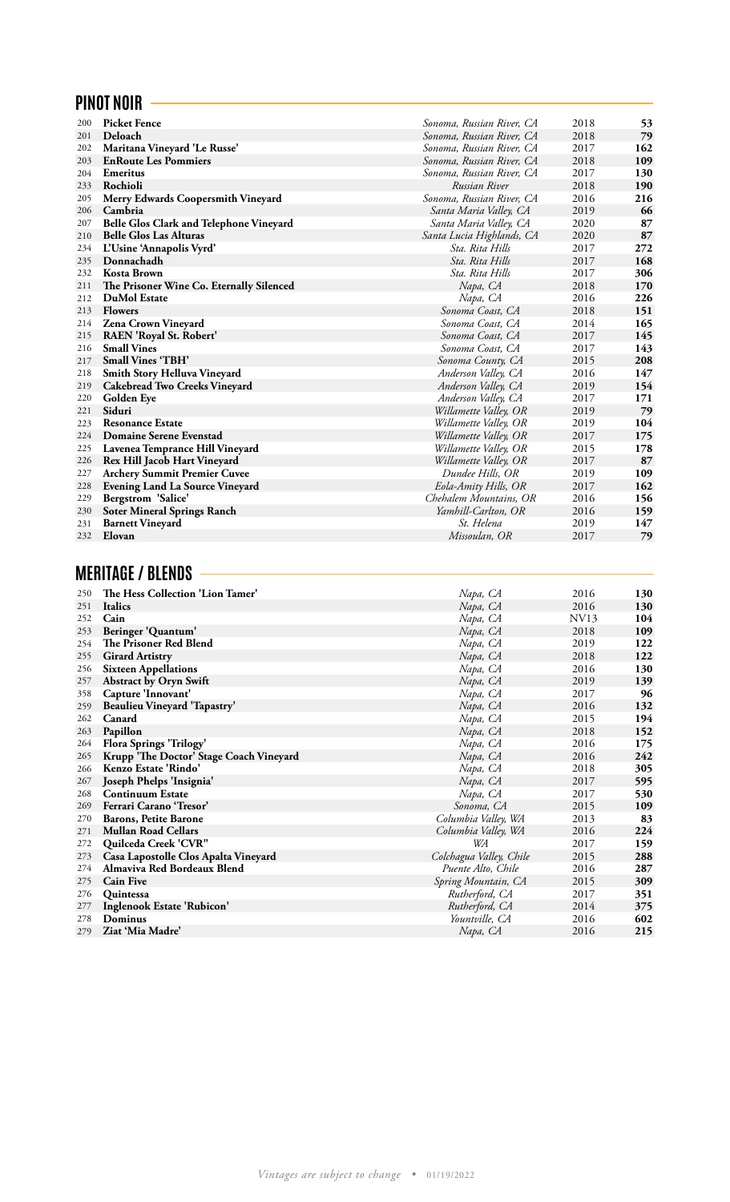## PINOT NOIR

| | | | | |
|---|---|---|---|---|
| 200 | **Picket Fence** | *Sonoma, Russian River, CA* | 2018 | **53** |
| 201 | **Deloach** | *Sonoma, Russian River, CA* | 2018 | **79** |
| 202 | **Maritana Vineyard 'Le Russe'** | *Sonoma, Russian River, CA* | 2017 | **162** |
| 203 | **EnRoute Les Pommiers** | *Sonoma, Russian River, CA* | 2018 | **109** |
| 204 | **Emeritus** | *Sonoma, Russian River, CA* | 2017 | **130** |
| 233 | **Rochioli** | *Russian River* | 2018 | **190** |
| 205 | **Merry Edwards Coopersmith Vineyard** | *Sonoma, Russian River, CA* | 2016 | **216** |
| 206 | **Cambria** | *Santa Maria Valley, CA* | 2019 | **66** |
| 207 | **Belle Glos Clark and Telephone Vineyard** | *Santa Maria Valley, CA* | 2020 | **87** |
| 210 | **Belle Glos Las Alturas** | *Santa Lucia Highlands, CA* | 2020 | **87** |
| 234 | **L'Usine 'Annapolis Vyrd'** | *Sta. Rita Hills* | 2017 | **272** |
| 235 | **Donnachadh** | *Sta. Rita Hills* | 2017 | **168** |
| 232 | **Kosta Brown** | *Sta. Rita Hills* | 2017 | **306** |
| 211 | **The Prisoner Wine Co. Eternally Silenced** | *Napa, CA* | 2018 | **170** |
| 212 | **DuMol Estate** | *Napa, CA* | 2016 | **226** |
| 213 | **Flowers** | *Sonoma Coast, CA* | 2018 | **151** |
| 214 | **Zena Crown Vineyard** | *Sonoma Coast, CA* | 2014 | **165** |
| 215 | **RAEN 'Royal St. Robert'** | *Sonoma Coast, CA* | 2017 | **145** |
| 216 | **Small Vines** | *Sonoma Coast, CA* | 2017 | **143** |
| 217 | **Small Vines 'TBH'** | *Sonoma County, CA* | 2015 | **208** |
| 218 | **Smith Story Helluva Vineyard** | *Anderson Valley, CA* | 2016 | **147** |
| 219 | **Cakebread Two Creeks Vineyard** | *Anderson Valley, CA* | 2019 | **154** |
| 220 | **Golden Eye** | *Anderson Valley, CA* | 2017 | **171** |
| 221 | **Siduri** | *Willamette Valley, OR* | 2019 | **79** |
| 223 | **Resonance Estate** | *Willamette Valley, OR* | 2019 | **104** |
| 224 | **Domaine Serene Evenstad** | *Willamette Valley, OR* | 2017 | **175** |
| 225 | **Lavenea Temprance Hill Vineyard** | *Willamette Valley, OR* | 2015 | **178** |
| 226 | **Rex Hill Jacob Hart Vineyard** | *Willamette Valley, OR* | 2017 | **87** |
| 227 | **Archery Summit Premier Cuvee** | *Dundee Hills, OR* | 2019 | **109** |
| 228 | **Evening Land La Source Vineyard** | *Eola-Amity Hills, OR* | 2017 | **162** |
| 229 | **Bergstrom 'Salice'** | *Chehalem Mountains, OR* | 2016 | **156** |
| 230 | **Soter Mineral Springs Ranch** | *Yamhill-Carlton, OR* | 2016 | **159** |
| 231 | **Barnett Vineyard** | *St. Helena* | 2019 | **147** |
| 232 | **Elovan** | *Missoulan, OR* | 2017 | **79** |

## MERITAGE / BLENDS

| | | | | |
|---|---|---|---|---|
| 250 | **The Hess Collection 'Lion Tamer'** | *Napa, CA* | 2016 | **130** |
| 251 | **Italics** | *Napa, CA* | 2016 | **130** |
| 252 | **Cain** | *Napa, CA* | NV13 | **104** |
| 253 | **Beringer 'Quantum'** | *Napa, CA* | 2018 | **109** |
| 254 | **The Prisoner Red Blend** | *Napa, CA* | 2019 | **122** |
| 255 | **Girard Artistry** | *Napa, CA* | 2018 | **122** |
| 256 | **Sixteen Appellations** | *Napa, CA* | 2016 | **130** |
| 257 | **Abstract by Oryn Swift** | *Napa, CA* | 2019 | **139** |
| 358 | **Capture 'Innovant'** | *Napa, CA* | 2017 | **96** |
| 259 | **Beaulieu Vineyard 'Tapastry'** | *Napa, CA* | 2016 | **132** |
| 262 | **Canard** | *Napa, CA* | 2015 | **194** |
| 263 | **Papillon** | *Napa, CA* | 2018 | **152** |
| 264 | **Flora Springs 'Trilogy'** | *Napa, CA* | 2016 | **175** |
| 265 | **Krupp 'The Doctor' Stage Coach Vineyard** | *Napa, CA* | 2016 | **242** |
| 266 | **Kenzo Estate 'Rindo'** | *Napa, CA* | 2018 | **305** |
| 267 | **Joseph Phelps 'Insignia'** | *Napa, CA* | 2017 | **595** |
| 268 | **Continuum Estate** | *Napa, CA* | 2017 | **530** |
| 269 | **Ferrari Carano 'Tresor'** | *Sonoma, CA* | 2015 | **109** |
| 270 | **Barons, Petite Barone** | *Columbia Valley, WA* | 2013 | **83** |
| 271 | **Mullan Road Cellars** | *Columbia Valley, WA* | 2016 | **224** |
| 272 | **Quilceda Creek 'CVR"** | *WA* | 2017 | **159** |
| 273 | **Casa Lapostolle Clos Apalta Vineyard** | *Colchagua Valley, Chile* | 2015 | **288** |
| 274 | **Almaviva Red Bordeaux Blend** | *Puente Alto, Chile* | 2016 | **287** |
| 275 | **Cain Five** | *Spring Mountain, CA* | 2015 | **309** |
| 276 | **Quintessa** | *Rutherford, CA* | 2017 | **351** |
| 277 | **Inglenook Estate 'Rubicon'** | *Rutherford, CA* | 2014 | **375** |
| 278 | **Dominus** | *Yountville, CA* | 2016 | **602** |
| 279 | **Ziat 'Mia Madre'** | *Napa, CA* | 2016 | **215** |

*Vintages are subject to change* • 01/19/2022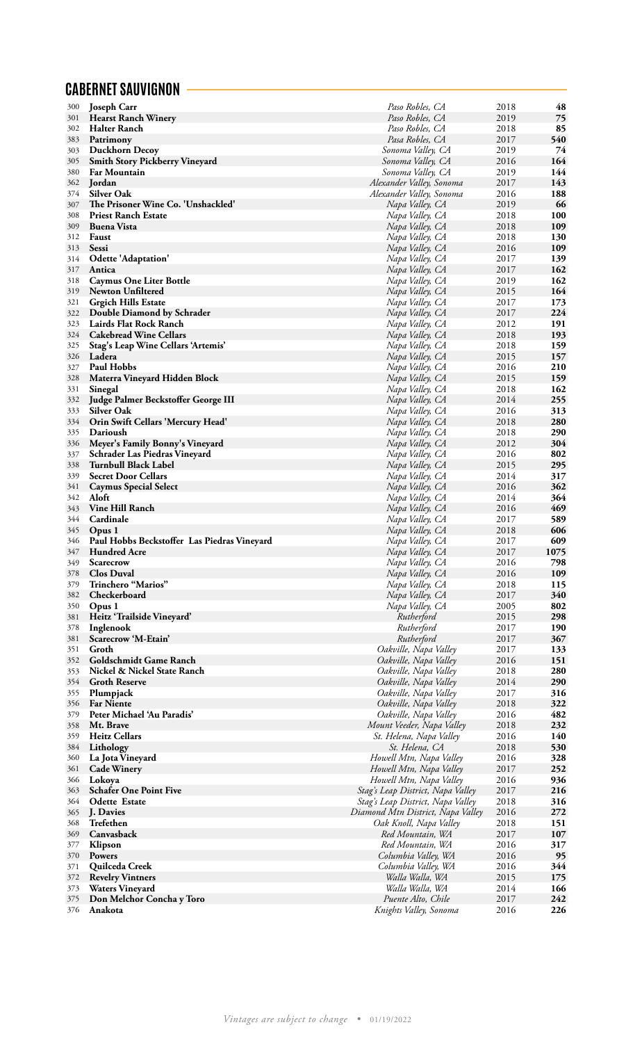## CABERNET SAUVIGNON

| | | | | |
|---|---|---|---|---|
| 300 | **Joseph Carr** | *Paso Robles, CA* | 2018 | **48** |
| 301 | **Hearst Ranch Winery** | *Paso Robles, CA* | 2019 | **75** |
| 302 | **Halter Ranch** | *Paso Robles, CA* | 2018 | **85** |
| 383 | **Patrimony** | *Pasa Robles, CA* | 2017 | **540** |
| 303 | **Duckhorn Decoy** | *Sonoma Valley, CA* | 2019 | **74** |
| 305 | **Smith Story Pickberry Vineyard** | *Sonoma Valley, CA* | 2016 | **164** |
| 380 | **Far Mountain** | *Sonoma Valley, CA* | 2019 | **144** |
| 362 | **Jordan** | *Alexander Valley, Sonoma* | 2017 | **143** |
| 374 | **Silver Oak** | *Alexander Valley, Sonoma* | 2016 | **188** |
| 307 | **The Prisoner Wine Co. 'Unshackled'** | *Napa Valley, CA* | 2019 | **66** |
| 308 | **Priest Ranch Estate** | *Napa Valley, CA* | 2018 | **100** |
| 309 | **Buena Vista** | *Napa Valley, CA* | 2018 | **109** |
| 312 | **Faust** | *Napa Valley, CA* | 2018 | **130** |
| 313 | **Sessi** | *Napa Valley, CA* | 2016 | **109** |
| 314 | **Odette 'Adaptation'** | *Napa Valley, CA* | 2017 | **139** |
| 317 | **Antica** | *Napa Valley, CA* | 2017 | **162** |
| 318 | **Caymus One Liter Bottle** | *Napa Valley, CA* | 2019 | **162** |
| 319 | **Newton Unfiltered** | *Napa Valley, CA* | 2015 | **164** |
| 321 | **Grgich Hills Estate** | *Napa Valley, CA* | 2017 | **173** |
| 322 | **Double Diamond by Schrader** | *Napa Valley, CA* | 2017 | **224** |
| 323 | **Lairds Flat Rock Ranch** | *Napa Valley, CA* | 2012 | **191** |
| 324 | **Cakebread Wine Cellars** | *Napa Valley, CA* | 2018 | **193** |
| 325 | **Stag's Leap Wine Cellars 'Artemis'** | *Napa Valley, CA* | 2018 | **159** |
| 326 | **Ladera** | *Napa Valley, CA* | 2015 | **157** |
| 327 | **Paul Hobbs** | *Napa Valley, CA* | 2016 | **210** |
| 328 | **Materra Vineyard Hidden Block** | *Napa Valley, CA* | 2015 | **159** |
| 331 | **Sinegal** | *Napa Valley, CA* | 2018 | **162** |
| 332 | **Judge Palmer Beckstoffer George III** | *Napa Valley, CA* | 2014 | **255** |
| 333 | **Silver Oak** | *Napa Valley, CA* | 2016 | **313** |
| 334 | **Orin Swift Cellars 'Mercury Head'** | *Napa Valley, CA* | 2018 | **280** |
| 335 | **Darioush** | *Napa Valley, CA* | 2018 | **290** |
| 336 | **Meyer's Family Bonny's Vineyard** | *Napa Valley, CA* | 2012 | **304** |
| 337 | **Schrader Las Piedras Vineyard** | *Napa Valley, CA* | 2016 | **802** |
| 338 | **Turnbull Black Label** | *Napa Valley, CA* | 2015 | **295** |
| 339 | **Secret Door Cellars** | *Napa Valley, CA* | 2014 | **317** |
| 341 | **Caymus Special Select** | *Napa Valley, CA* | 2016 | **362** |
| 342 | **Aloft** | *Napa Valley, CA* | 2014 | **364** |
| 343 | **Vine Hill Ranch** | *Napa Valley, CA* | 2016 | **469** |
| 344 | **Cardinale** | *Napa Valley, CA* | 2017 | **589** |
| 345 | **Opus 1** | *Napa Valley, CA* | 2018 | **606** |
| 346 | **Paul Hobbs Beckstoffer Las Piedras Vineyard** | *Napa Valley, CA* | 2017 | **609** |
| 347 | **Hundred Acre** | *Napa Valley, CA* | 2017 | **1075** |
| 349 | **Scarecrow** | *Napa Valley, CA* | 2016 | **798** |
| 378 | **Clos Duval** | *Napa Valley, CA* | 2016 | **109** |
| 379 | **Trinchero "Marios"** | *Napa Valley, CA* | 2018 | **115** |
| 382 | **Checkerboard** | *Napa Valley, CA* | 2017 | **340** |
| 350 | **Opus 1** | *Napa Valley, CA* | 2005 | **802** |
| 381 | **Heitz 'Trailside Vineyard'** | *Rutherford* | 2015 | **298** |
| 378 | **Inglenook** | *Rutherford* | 2017 | **190** |
| 381 | **Scarecrow 'M-Etain'** | *Rutherford* | 2017 | **367** |
| 351 | **Groth** | *Oakville, Napa Valley* | 2017 | **133** |
| 352 | **Goldschmidt Game Ranch** | *Oakville, Napa Valley* | 2016 | **151** |
| 353 | **Nickel & Nickel State Ranch** | *Oakville, Napa Valley* | 2018 | **280** |
| 354 | **Groth Reserve** | *Oakville, Napa Valley* | 2014 | **290** |
| 355 | **Plumpjack** | *Oakville, Napa Valley* | 2017 | **316** |
| 356 | **Far Niente** | *Oakville, Napa Valley* | 2018 | **322** |
| 379 | **Peter Michael 'Au Paradis'** | *Oakville, Napa Valley* | 2016 | **482** |
| 358 | **Mt. Brave** | *Mount Veeder, Napa Valley* | 2018 | **232** |
| 359 | **Heitz Cellars** | *St. Helena, Napa Valley* | 2016 | **140** |
| 384 | **Lithology** | *St. Helena, CA* | 2018 | **530** |
| 360 | **La Jota Vineyard** | *Howell Mtn, Napa Valley* | 2016 | **328** |
| 361 | **Cade Winery** | *Howell Mtn, Napa Valley* | 2017 | **252** |
| 366 | **Lokoya** | *Howell Mtn, Napa Valley* | 2016 | **936** |
| 363 | **Schafer One Point Five** | *Stag's Leap District, Napa Valley* | 2017 | **216** |
| 364 | **Odette Estate** | *Stag's Leap District, Napa Valley* | 2018 | **316** |
| 365 | **J. Davies** | *Diamond Mtn District, Napa Valley* | 2016 | **272** |
| 368 | **Trefethen** | *Oak Knoll, Napa Valley* | 2018 | **151** |
| 369 | **Canvasback** | *Red Mountain, WA* | 2017 | **107** |
| 377 | **Klipson** | *Red Mountain, WA* | 2016 | **317** |
| 370 | **Powers** | *Columbia Valley, WA* | 2016 | **95** |
| 371 | **Quilceda Creek** | *Columbia Valley, WA* | 2016 | **344** |
| 372 | **Revelry Vintners** | *Walla Walla, WA* | 2015 | **175** |
| 373 | **Waters Vineyard** | *Walla Walla, WA* | 2014 | **166** |
| 375 | **Don Melchor Concha y Toro** | *Puente Alto, Chile* | 2017 | **242** |
| 376 | **Anakota** | *Knights Valley, Sonoma* | 2016 | **226** |

*Vintages are subject to change* • 01/19/2022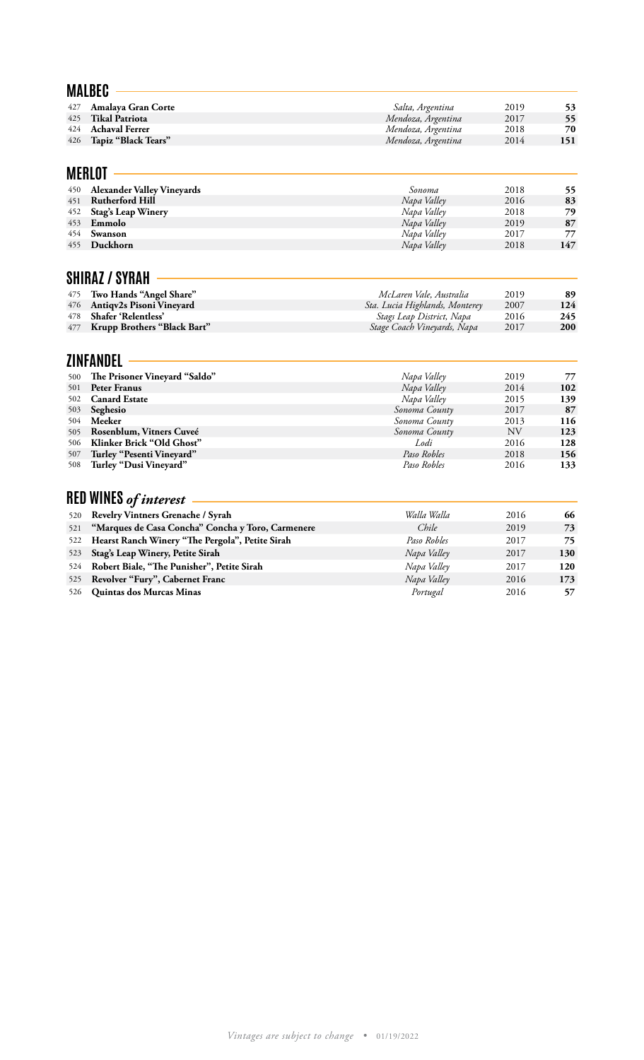## MALBEC

| | | | | |
|---|---|---|---|---|
| 427 | **Amalaya Gran Corte** | *Salta, Argentina* | 2019 | **53** |
| 425 | **Tikal Patriota** | *Mendoza, Argentina* | 2017 | **55** |
| 424 | **Achaval Ferrer** | *Mendoza, Argentina* | 2018 | **70** |
| 426 | **Tapiz "Black Tears"** | *Mendoza, Argentina* | 2014 | **151** |

## MERLOT

| | | | | |
|---|---|---|---|---|
| 450 | **Alexander Valley Vineyards** | *Sonoma* | 2018 | **55** |
| 451 | **Rutherford Hill** | *Napa Valley* | 2016 | **83** |
| 452 | **Stag's Leap Winery** | *Napa Valley* | 2018 | **79** |
| 453 | **Emmolo** | *Napa Valley* | 2019 | **87** |
| 454 | **Swanson** | *Napa Valley* | 2017 | **77** |
| 455 | **Duckhorn** | *Napa Valley* | 2018 | **147** |

## SHIRAZ / SYRAH

| | | | | |
|---|---|---|---|---|
| 475 | **Two Hands "Angel Share"** | *McLaren Vale, Australia* | 2019 | **89** |
| 476 | **Antiqv2s Pisoni Vineyard** | *Sta. Lucia Highlands, Monterey* | 2007 | **124** |
| 478 | **Shafer 'Relentless'** | *Stags Leap District, Napa* | 2016 | **245** |
| 477 | **Krupp Brothers "Black Bart"** | *Stage Coach Vineyards, Napa* | 2017 | **200** |

## ZINFANDEL

| | | | | |
|---|---|---|---|---|
| 500 | **The Prisoner Vineyard "Saldo"** | *Napa Valley* | 2019 | **77** |
| 501 | **Peter Franus** | *Napa Valley* | 2014 | **102** |
| 502 | **Canard Estate** | *Napa Valley* | 2015 | **139** |
| 503 | **Seghesio** | *Sonoma County* | 2017 | **87** |
| 504 | **Meeker** | *Sonoma County* | 2013 | **116** |
| 505 | **Rosenblum, Vitners Cuveé** | *Sonoma County* | NV | **123** |
| 506 | **Klinker Brick "Old Ghost"** | *Lodi* | 2016 | **128** |
| 507 | **Turley "Pesenti Vineyard"** | *Paso Robles* | 2018 | **156** |
| 508 | **Turley "Dusi Vineyard"** | *Paso Robles* | 2016 | **133** |

## RED WINES *of interest*

| | | | | |
|---|---|---|---|---|
| 520 | **Revelry Vintners Grenache / Syrah** | *Walla Walla* | 2016 | **66** |
| 521 | **"Marques de Casa Concha" Concha y Toro, Carmenere** | *Chile* | 2019 | **73** |
| 522 | **Hearst Ranch Winery "The Pergola", Petite Sirah** | *Paso Robles* | 2017 | **75** |
| 523 | **Stag's Leap Winery, Petite Sirah** | *Napa Valley* | 2017 | **130** |
| 524 | **Robert Biale, "The Punisher", Petite Sirah** | *Napa Valley* | 2017 | **120** |
| 525 | **Revolver "Fury", Cabernet Franc** | *Napa Valley* | 2016 | **173** |
| 526 | **Quintas dos Murcas Minas** | *Portugal* | 2016 | **57** |

*Vintages are subject to change* • 01/19/2022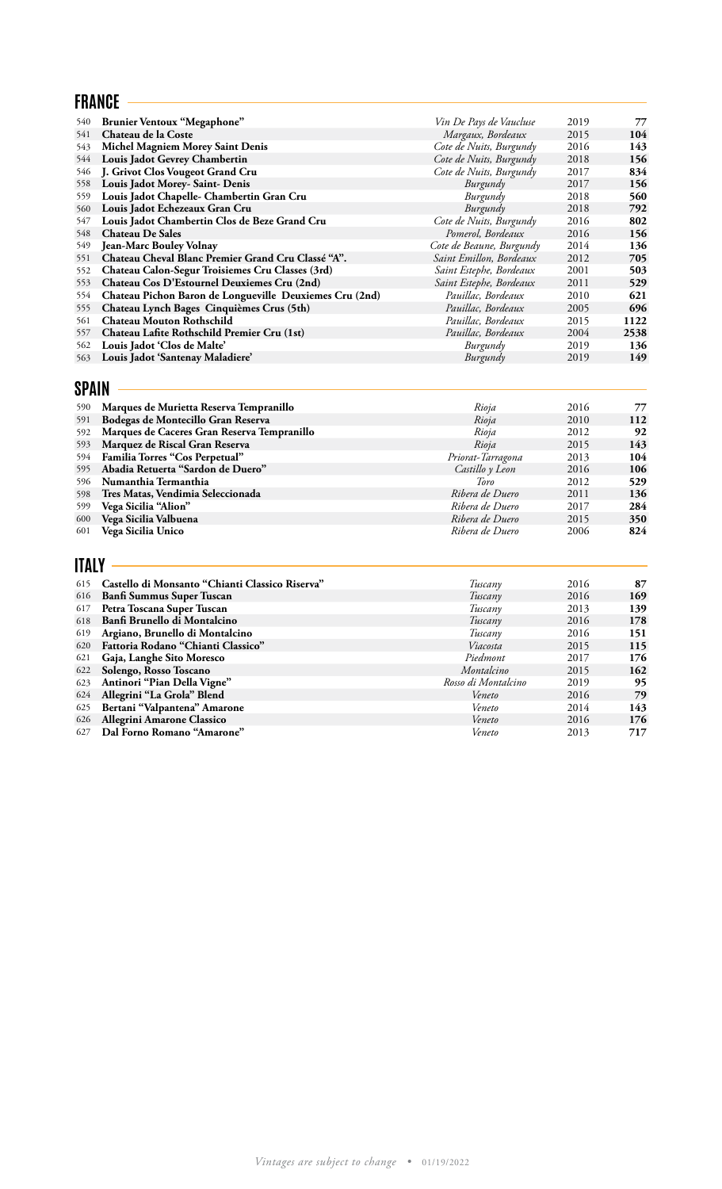## FRANCE

| | | | | |
|---|---|---|---|---|
| 540 | **Brunier Ventoux "Megaphone"** | *Vin De Pays de Vaucluse* | 2019 | **77** |
| 541 | **Chateau de la Coste** | *Margaux, Bordeaux* | 2015 | **104** |
| 543 | **Michel Magniem Morey Saint Denis** | *Cote de Nuits, Burgundy* | 2016 | **143** |
| 544 | **Louis Jadot Gevrey Chambertin** | *Cote de Nuits, Burgundy* | 2018 | **156** |
| 546 | **J. Grivot Clos Vougeot Grand Cru** | *Cote de Nuits, Burgundy* | 2017 | **834** |
| 558 | **Louis Jadot Morey- Saint- Denis** | *Burgundy* | 2017 | **156** |
| 559 | **Louis Jadot Chapelle- Chambertin Gran Cru** | *Burgundy* | 2018 | **560** |
| 560 | **Louis Jadot Echezeaux Gran Cru** | *Burgundy* | 2018 | **792** |
| 547 | **Louis Jadot Chambertin Clos de Beze Grand Cru** | *Cote de Nuits, Burgundy* | 2016 | **802** |
| 548 | **Chateau De Sales** | *Pomerol, Bordeaux* | 2016 | **156** |
| 549 | **Jean-Marc Bouley Volnay** | *Cote de Beaune, Burgundy* | 2014 | **136** |
| 551 | **Chateau Cheval Blanc Premier Grand Cru Classé "A".** | *Saint Emillon, Bordeaux* | 2012 | **705** |
| 552 | **Chateau Calon-Segur Troisiemes Cru Classes (3rd)** | *Saint Estephe, Bordeaux* | 2001 | **503** |
| 553 | **Chateau Cos D'Estournel Deuxiemes Cru (2nd)** | *Saint Estephe, Bordeaux* | 2011 | **529** |
| 554 | **Chateau Pichon Baron de Longueville Deuxiemes Cru (2nd)** | *Pauillac, Bordeaux* | 2010 | **621** |
| 555 | **Chateau Lynch Bages Cinquièmes Crus (5th)** | *Pauillac, Bordeaux* | 2005 | **696** |
| 561 | **Chateau Mouton Rothschild** | *Pauillac, Bordeaux* | 2015 | **1122** |
| 557 | **Chateau Lafite Rothschild Premier Cru (1st)** | *Pauillac, Bordeaux* | 2004 | **2538** |
| 562 | **Louis Jadot 'Clos de Malte'** | *Burgundy* | 2019 | **136** |
| 563 | **Louis Jadot 'Santenay Maladiere'** | *Burgundy* | 2019 | **149** |

## SPAIN

| | | | | |
|---|---|---|---|---|
| 590 | **Marques de Murietta Reserva Tempranillo** | *Rioja* | 2016 | **77** |
| 591 | **Bodegas de Montecillo Gran Reserva** | *Rioja* | 2010 | **112** |
| 592 | **Marques de Caceres Gran Reserva Tempranillo** | *Rioja* | 2012 | **92** |
| 593 | **Marquez de Riscal Gran Reserva** | *Rioja* | 2015 | **143** |
| 594 | **Familia Torres "Cos Perpetual"** | *Priorat-Tarragona* | 2013 | **104** |
| 595 | **Abadia Retuerta "Sardon de Duero"** | *Castillo y Leon* | 2016 | **106** |
| 596 | **Numanthia Termanthia** | *Toro* | 2012 | **529** |
| 598 | **Tres Matas, Vendimia Seleccionada** | *Ribera de Duero* | 2011 | **136** |
| 599 | **Vega Sicilia "Alion"** | *Ribera de Duero* | 2017 | **284** |
| 600 | **Vega Sicilia Valbuena** | *Ribera de Duero* | 2015 | **350** |
| 601 | **Vega Sicilia Unico** | *Ribera de Duero* | 2006 | **824** |

## ITALY

| | | | | |
|---|---|---|---|---|
| 615 | **Castello di Monsanto "Chianti Classico Riserva"** | *Tuscany* | 2016 | **87** |
| 616 | **Banfi Summus Super Tuscan** | *Tuscany* | 2016 | **169** |
| 617 | **Petra Toscana Super Tuscan** | *Tuscany* | 2013 | **139** |
| 618 | **Banfi Brunello di Montalcino** | *Tuscany* | 2016 | **178** |
| 619 | **Argiano, Brunello di Montalcino** | *Tuscany* | 2016 | **151** |
| 620 | **Fattoria Rodano "Chianti Classico"** | *Viacosta* | 2015 | **115** |
| 621 | **Gaja, Langhe Sito Moresco** | *Piedmont* | 2017 | **176** |
| 622 | **Solengo, Rosso Toscano** | *Montalcino* | 2015 | **162** |
| 623 | **Antinori "Pian Della Vigne"** | *Rosso di Montalcino* | 2019 | **95** |
| 624 | **Allegrini "La Grola" Blend** | *Veneto* | 2016 | **79** |
| 625 | **Bertani "Valpantena" Amarone** | *Veneto* | 2014 | **143** |
| 626 | **Allegrini Amarone Classico** | *Veneto* | 2016 | **176** |
| 627 | **Dal Forno Romano "Amarone"** | *Veneto* | 2013 | **717** |

*Vintages are subject to change* • 01/19/2022